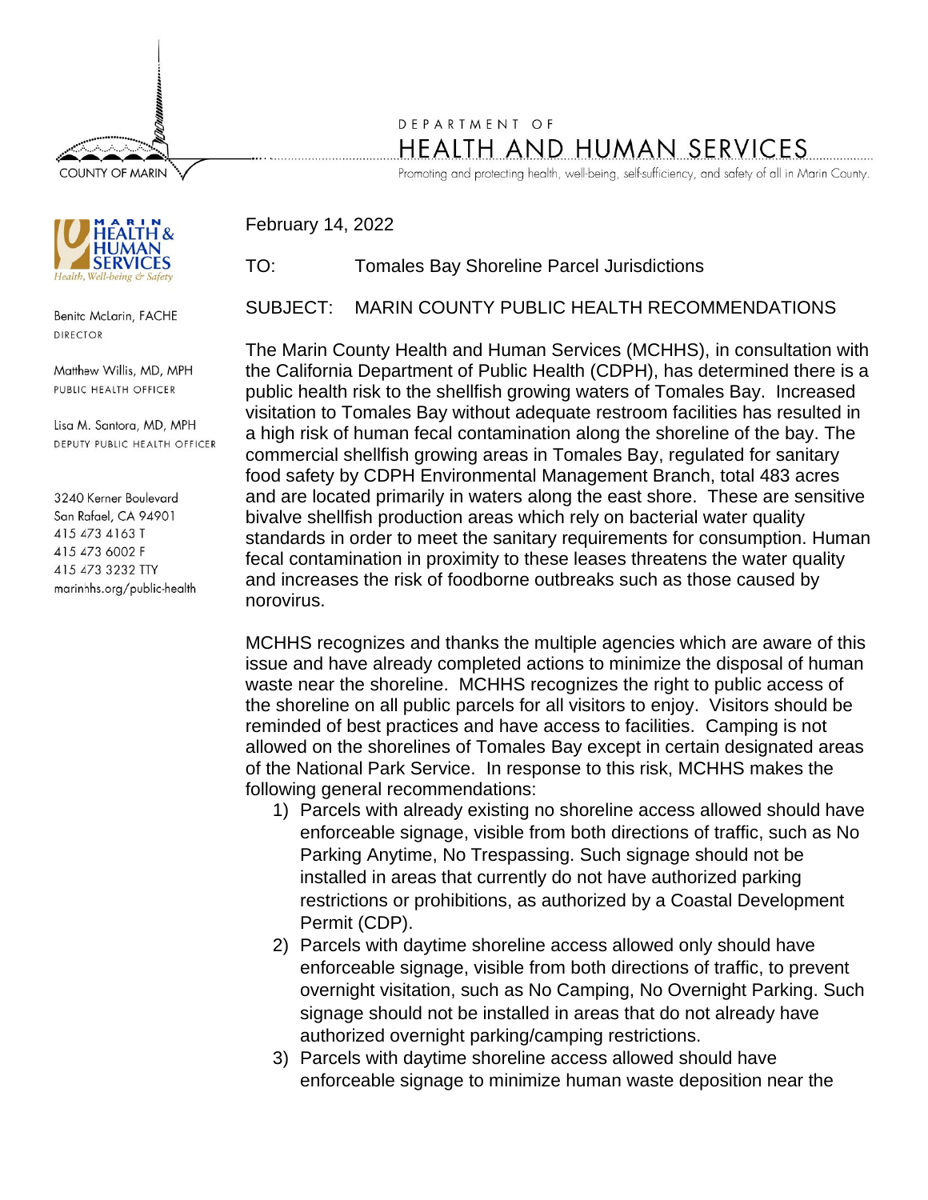COUNTY OF MARIN

DEPARTMENT OF

# HEALTH AND HUMAN SERVICES

Promoting and protecting health, well-being, self-sufficiency, and safety of all in Marin County.

MARIN HEALTH & HUMAN SERVICES
*Health, Well-being & Safety*

Benita McLarin, FACHE
DIRECTOR

Matthew Willis, MD, MPH
PUBLIC HEALTH OFFICER

Lisa M. Santora, MD, MPH
DEPUTY PUBLIC HEALTH OFFICER

3240 Kerner Boulevard
San Rafael, CA 94901
415 473 4163 T
415 473 6002 F
415 473 3232 TTY
marinhhs.org/public-health

February 14, 2022

TO: Tomales Bay Shoreline Parcel Jurisdictions

SUBJECT: MARIN COUNTY PUBLIC HEALTH RECOMMENDATIONS

The Marin County Health and Human Services (MCHHS), in consultation with the California Department of Public Health (CDPH), has determined there is a public health risk to the shellfish growing waters of Tomales Bay. Increased visitation to Tomales Bay without adequate restroom facilities has resulted in a high risk of human fecal contamination along the shoreline of the bay. The commercial shellfish growing areas in Tomales Bay, regulated for sanitary food safety by CDPH Environmental Management Branch, total 483 acres and are located primarily in waters along the east shore. These are sensitive bivalve shellfish production areas which rely on bacterial water quality standards in order to meet the sanitary requirements for consumption. Human fecal contamination in proximity to these leases threatens the water quality and increases the risk of foodborne outbreaks such as those caused by norovirus.

MCHHS recognizes and thanks the multiple agencies which are aware of this issue and have already completed actions to minimize the disposal of human waste near the shoreline. MCHHS recognizes the right to public access of the shoreline on all public parcels for all visitors to enjoy. Visitors should be reminded of best practices and have access to facilities. Camping is not allowed on the shorelines of Tomales Bay except in certain designated areas of the National Park Service. In response to this risk, MCHHS makes the following general recommendations:

1) Parcels with already existing no shoreline access allowed should have enforceable signage, visible from both directions of traffic, such as No Parking Anytime, No Trespassing. Such signage should not be installed in areas that currently do not have authorized parking restrictions or prohibitions, as authorized by a Coastal Development Permit (CDP).
2) Parcels with daytime shoreline access allowed only should have enforceable signage, visible from both directions of traffic, to prevent overnight visitation, such as No Camping, No Overnight Parking. Such signage should not be installed in areas that do not already have authorized overnight parking/camping restrictions.
3) Parcels with daytime shoreline access allowed should have enforceable signage to minimize human waste deposition near the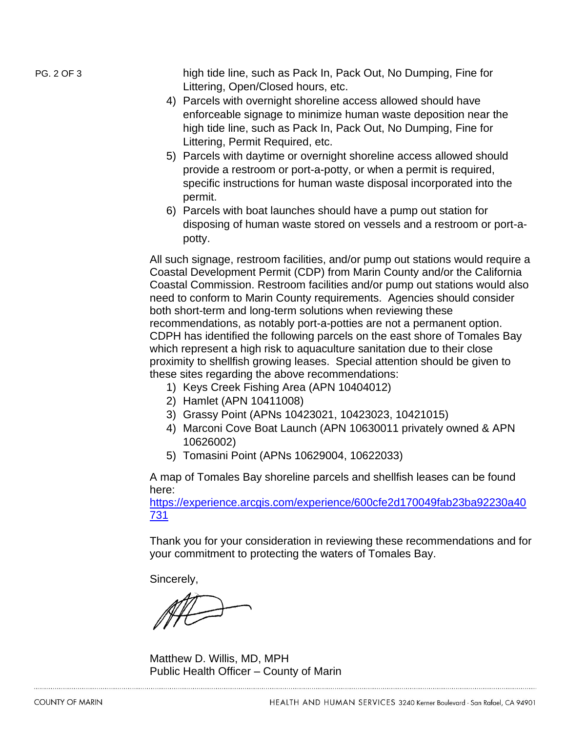high tide line, such as Pack In, Pack Out, No Dumping, Fine for Littering, Open/Closed hours, etc.

4) Parcels with overnight shoreline access allowed should have enforceable signage to minimize human waste deposition near the high tide line, such as Pack In, Pack Out, No Dumping, Fine for Littering, Permit Required, etc.
5) Parcels with daytime or overnight shoreline access allowed should provide a restroom or port-a-potty, or when a permit is required, specific instructions for human waste disposal incorporated into the permit.
6) Parcels with boat launches should have a pump out station for disposing of human waste stored on vessels and a restroom or port-a-potty.

All such signage, restroom facilities, and/or pump out stations would require a Coastal Development Permit (CDP) from Marin County and/or the California Coastal Commission. Restroom facilities and/or pump out stations would also need to conform to Marin County requirements. Agencies should consider both short-term and long-term solutions when reviewing these recommendations, as notably port-a-potties are not a permanent option. CDPH has identified the following parcels on the east shore of Tomales Bay which represent a high risk to aquaculture sanitation due to their close proximity to shellfish growing leases. Special attention should be given to these sites regarding the above recommendations:

1) Keys Creek Fishing Area (APN 10404012)
2) Hamlet (APN 10411008)
3) Grassy Point (APNs 10423021, 10423023, 10421015)
4) Marconi Cove Boat Launch (APN 10630011 privately owned & APN 10626002)
5) Tomasini Point (APNs 10629004, 10622033)

A map of Tomales Bay shoreline parcels and shellfish leases can be found here:
https://experience.arcgis.com/experience/600cfe2d170049fab23ba92230a40731

Thank you for your consideration in reviewing these recommendations and for your commitment to protecting the waters of Tomales Bay.

Sincerely,

Matthew D. Willis, MD, MPH
Public Health Officer – County of Marin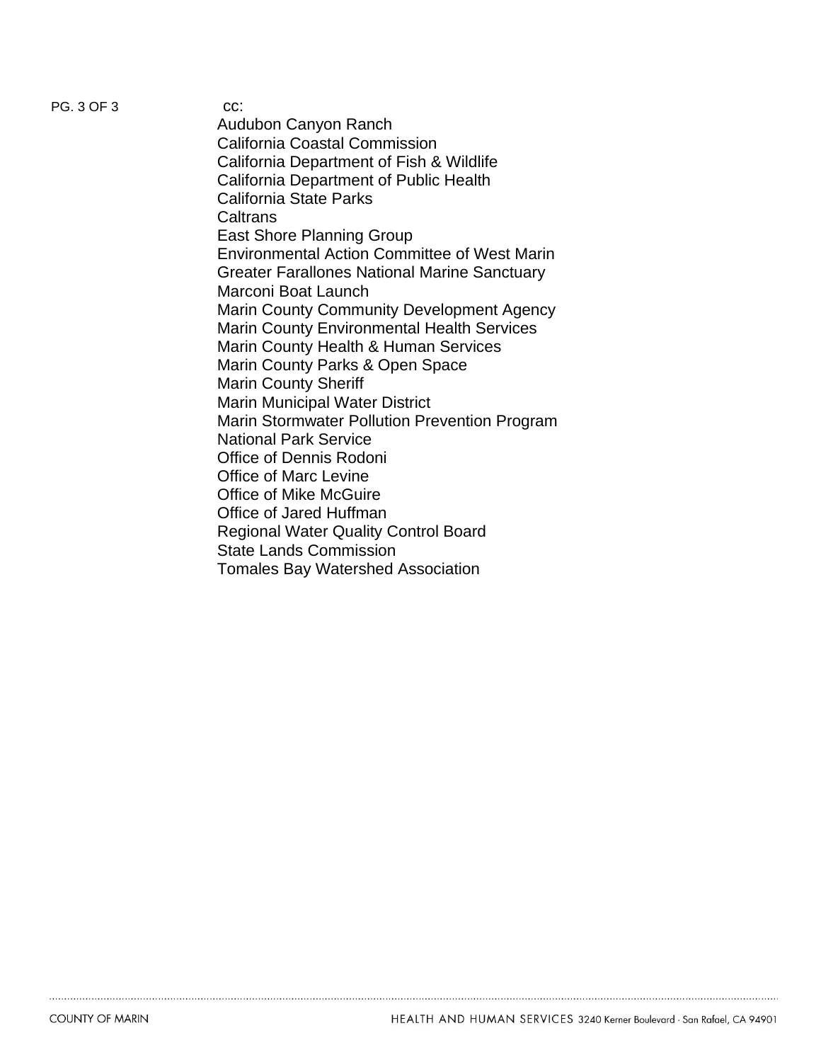cc:

Audubon Canyon Ranch
California Coastal Commission
California Department of Fish & Wildlife
California Department of Public Health
California State Parks
Caltrans
East Shore Planning Group
Environmental Action Committee of West Marin
Greater Farallones National Marine Sanctuary
Marconi Boat Launch
Marin County Community Development Agency
Marin County Environmental Health Services
Marin County Health & Human Services
Marin County Parks & Open Space
Marin County Sheriff
Marin Municipal Water District
Marin Stormwater Pollution Prevention Program
National Park Service
Office of Dennis Rodoni
Office of Marc Levine
Office of Mike McGuire
Office of Jared Huffman
Regional Water Quality Control Board
State Lands Commission
Tomales Bay Watershed Association